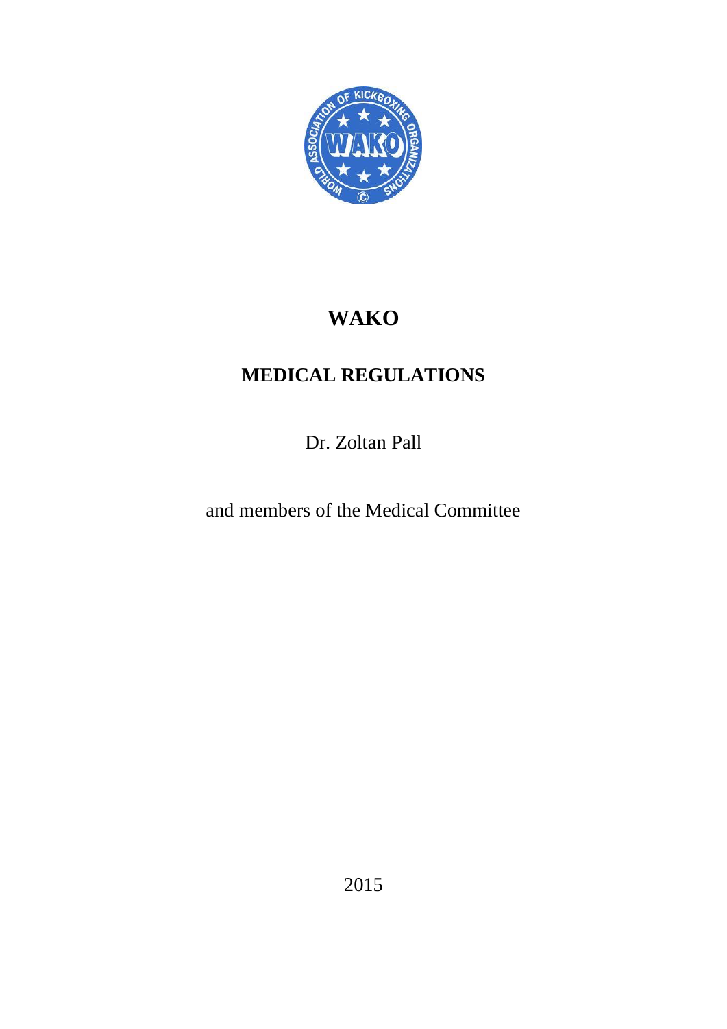# WAKO

## MEDICAL REGULATIONS

Dr. Zoltan Pall

and members of the Medical Committee

2015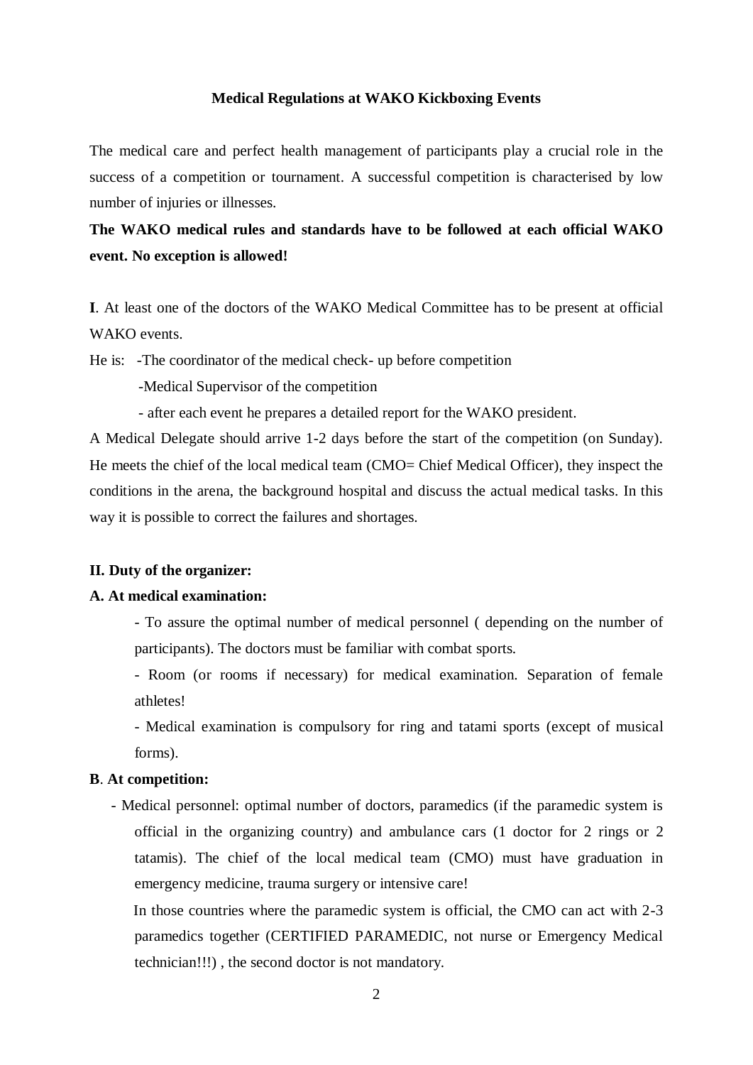# Medical Regulations at WAKO Kickboxing Events

The medical care and perfect health management of participants play a crucial role in the success of a competition or tournament. A successful competition is characterised by low number of injuries or illnesses.

**The WAKO medical rules and standards have to be followed at each official WAKO event. No exception is allowed!**

**I**. At least one of the doctors of the WAKO Medical Committee has to be present at official WAKO events.

He is:
- The coordinator of the medical check- up before competition
- Medical Supervisor of the competition
- after each event he prepares a detailed report for the WAKO president.

A Medical Delegate should arrive 1-2 days before the start of the competition (on Sunday). He meets the chief of the local medical team (CMO= Chief Medical Officer), they inspect the conditions in the arena, the background hospital and discuss the actual medical tasks. In this way it is possible to correct the failures and shortages.

### II. Duty of the organizer:

#### A. At medical examination:

- To assure the optimal number of medical personnel ( depending on the number of participants). The doctors must be familiar with combat sports.
- Room (or rooms if necessary) for medical examination. Separation of female athletes!
- Medical examination is compulsory for ring and tatami sports (except of musical forms).

#### B. At competition:

- Medical personnel: optimal number of doctors, paramedics (if the paramedic system is official in the organizing country) and ambulance cars (1 doctor for 2 rings or 2 tatamis). The chief of the local medical team (CMO) must have graduation in emergency medicine, trauma surgery or intensive care!

  In those countries where the paramedic system is official, the CMO can act with 2-3 paramedics together (CERTIFIED PARAMEDIC, not nurse or Emergency Medical technician!!!) , the second doctor is not mandatory.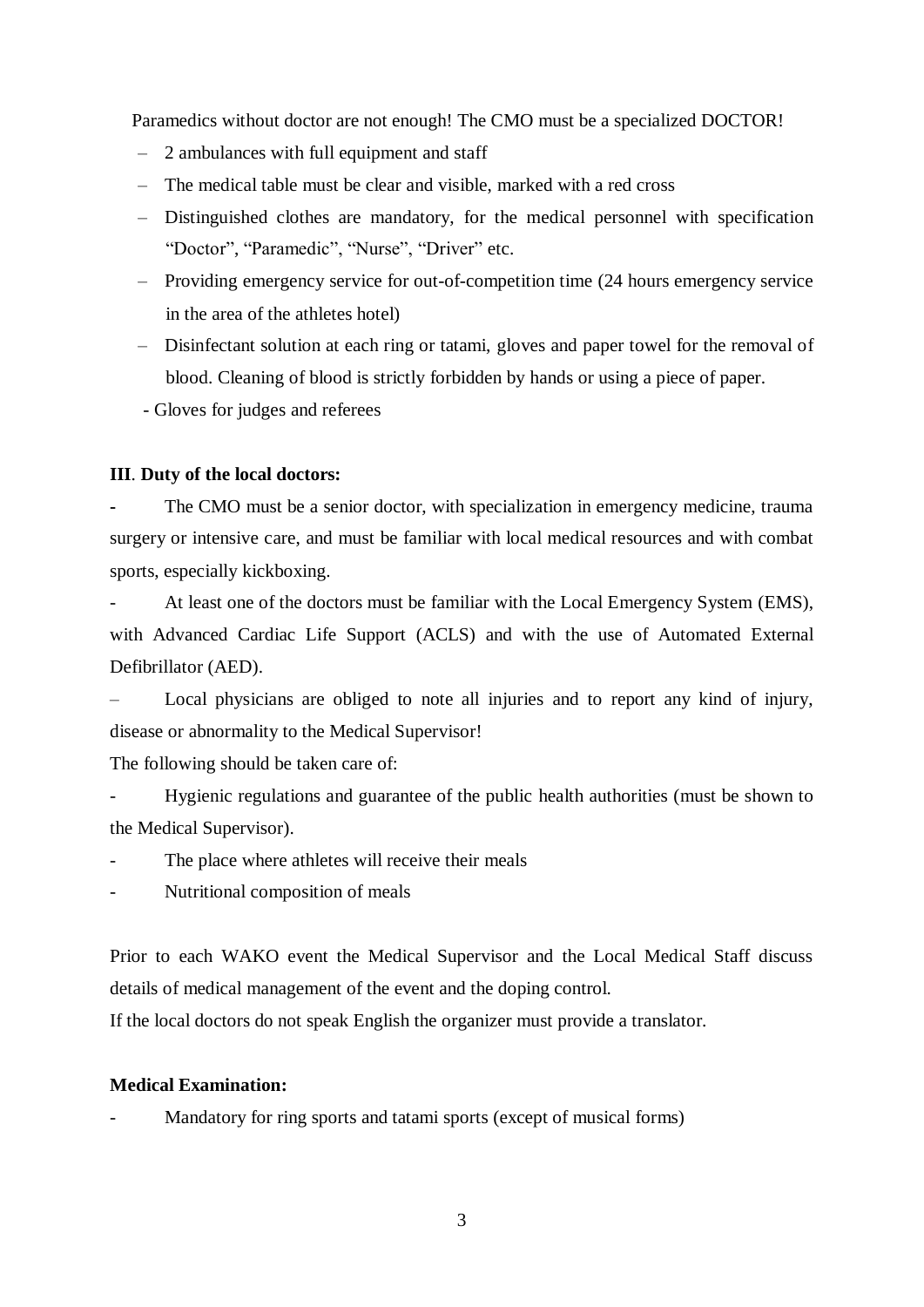Paramedics without doctor are not enough! The CMO must be a specialized DOCTOR!

- 2 ambulances with full equipment and staff
- The medical table must be clear and visible, marked with a red cross
- Distinguished clothes are mandatory, for the medical personnel with specification "Doctor", "Paramedic", "Nurse", "Driver" etc.
- Providing emergency service for out-of-competition time (24 hours emergency service in the area of the athletes hotel)
- Disinfectant solution at each ring or tatami, gloves and paper towel for the removal of blood. Cleaning of blood is strictly forbidden by hands or using a piece of paper.
- Gloves for judges and referees

**III**. **Duty of the local doctors:**

- The CMO must be a senior doctor, with specialization in emergency medicine, trauma surgery or intensive care, and must be familiar with local medical resources and with combat sports, especially kickboxing.
- At least one of the doctors must be familiar with the Local Emergency System (EMS), with Advanced Cardiac Life Support (ACLS) and with the use of Automated External Defibrillator (AED).
- Local physicians are obliged to note all injuries and to report any kind of injury, disease or abnormality to the Medical Supervisor!

The following should be taken care of:

- Hygienic regulations and guarantee of the public health authorities (must be shown to the Medical Supervisor).
- The place where athletes will receive their meals
- Nutritional composition of meals

Prior to each WAKO event the Medical Supervisor and the Local Medical Staff discuss details of medical management of the event and the doping control.
If the local doctors do not speak English the organizer must provide a translator.

**Medical Examination:**

- Mandatory for ring sports and tatami sports (except of musical forms)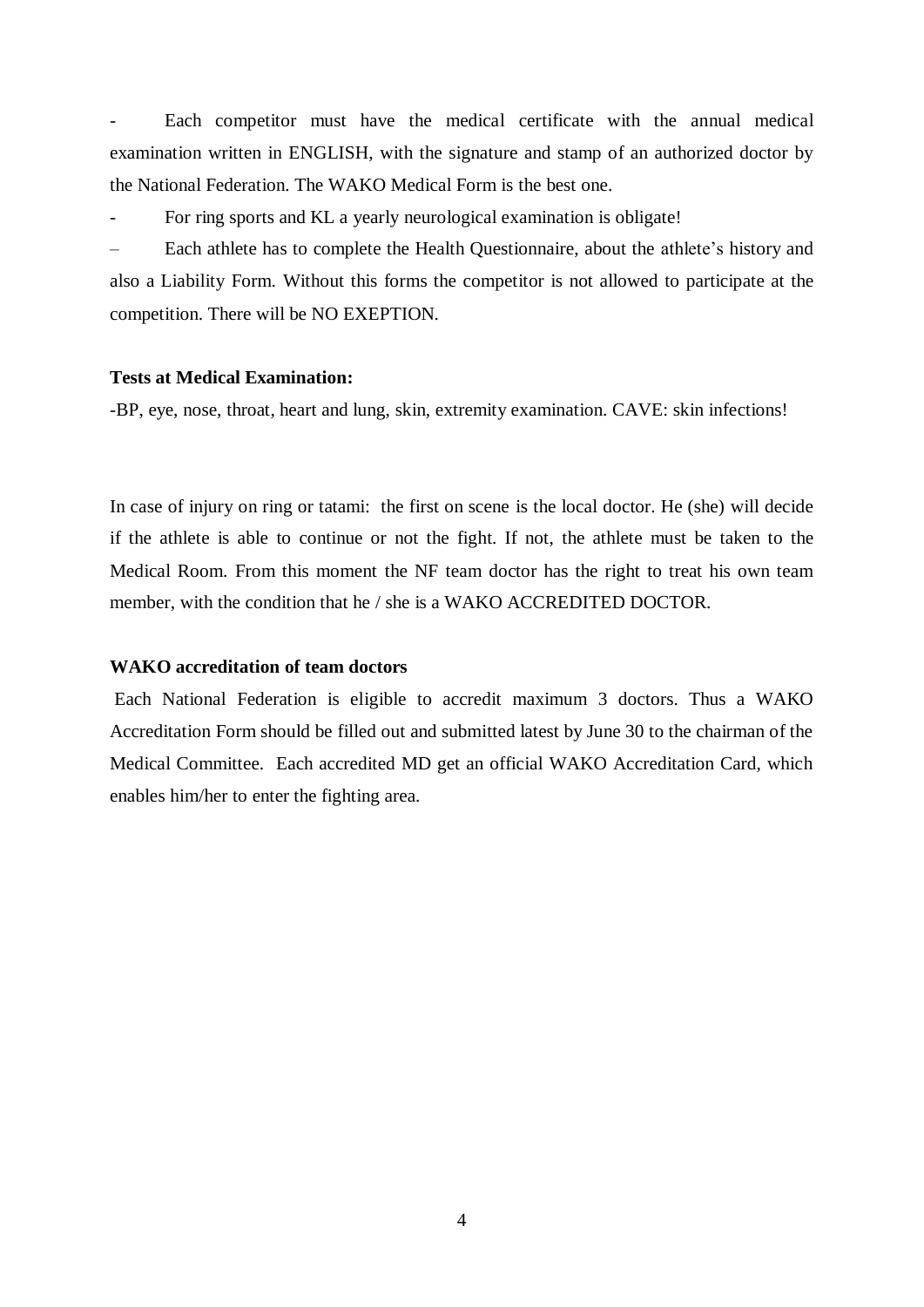- Each competitor must have the medical certificate with the annual medical examination written in ENGLISH, with the signature and stamp of an authorized doctor by the National Federation. The WAKO Medical Form is the best one.
- For ring sports and KL a yearly neurological examination is obligate!
- Each athlete has to complete the Health Questionnaire, about the athlete's history and also a Liability Form. Without this forms the competitor is not allowed to participate at the competition. There will be NO EXEPTION.

**Tests at Medical Examination:**

-BP, eye, nose, throat, heart and lung, skin, extremity examination. CAVE: skin infections!

In case of injury on ring or tatami: the first on scene is the local doctor. He (she) will decide if the athlete is able to continue or not the fight. If not, the athlete must be taken to the Medical Room. From this moment the NF team doctor has the right to treat his own team member, with the condition that he / she is a WAKO ACCREDITED DOCTOR.

**WAKO accreditation of team doctors**

Each National Federation is eligible to accredit maximum 3 doctors. Thus a WAKO Accreditation Form should be filled out and submitted latest by June 30 to the chairman of the Medical Committee. Each accredited MD get an official WAKO Accreditation Card, which enables him/her to enter the fighting area.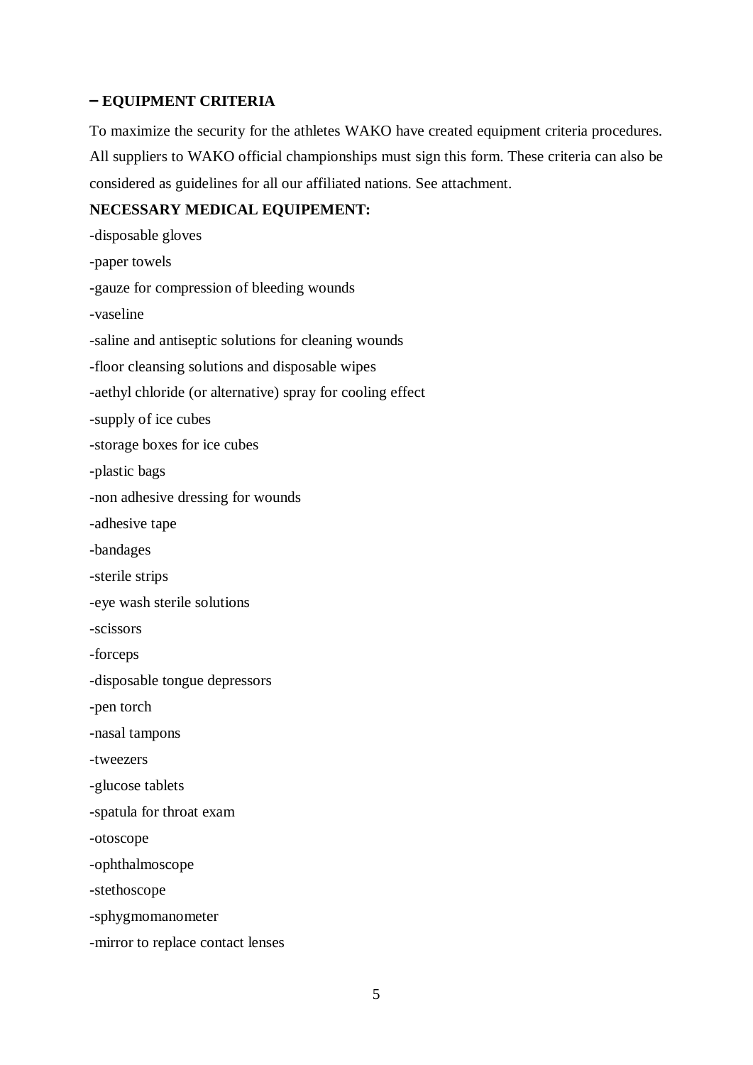## – EQUIPMENT CRITERIA

To maximize the security for the athletes WAKO have created equipment criteria procedures. All suppliers to WAKO official championships must sign this form. These criteria can also be considered as guidelines for all our affiliated nations. See attachment.

**NECESSARY MEDICAL EQUIPEMENT:**

-disposable gloves

-paper towels

-gauze for compression of bleeding wounds

-vaseline

-saline and antiseptic solutions for cleaning wounds

-floor cleansing solutions and disposable wipes

-aethyl chloride (or alternative) spray for cooling effect

-supply of ice cubes

-storage boxes for ice cubes

-plastic bags

-non adhesive dressing for wounds

-adhesive tape

-bandages

-sterile strips

-eye wash sterile solutions

-scissors

-forceps

-disposable tongue depressors

-pen torch

-nasal tampons

-tweezers

-glucose tablets

-spatula for throat exam

-otoscope

-ophthalmoscope

-stethoscope

-sphygmomanometer

-mirror to replace contact lenses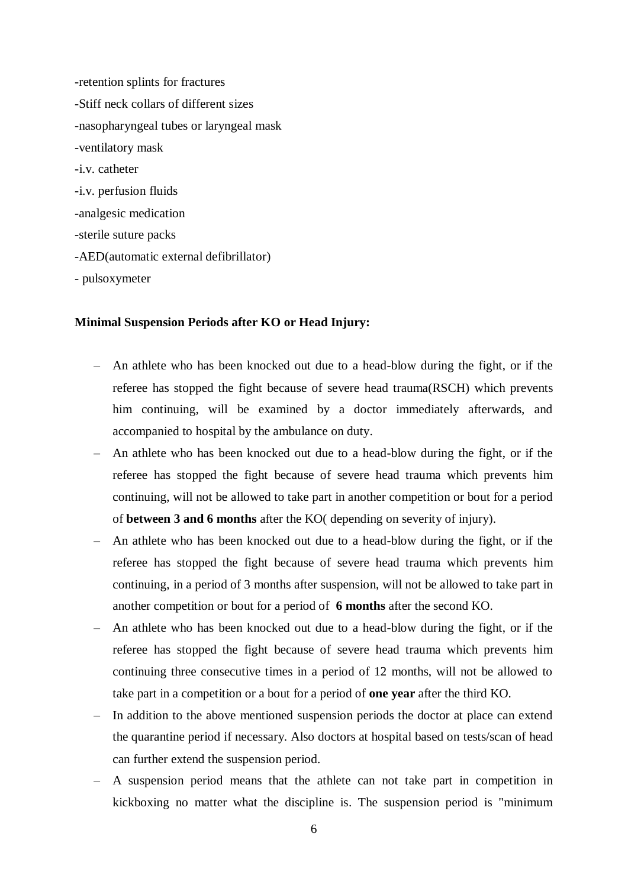-retention splints for fractures

-Stiff neck collars of different sizes

-nasopharyngeal tubes or laryngeal mask

-ventilatory mask

-i.v. catheter

-i.v. perfusion fluids

-analgesic medication

-sterile suture packs

-AED(automatic external defibrillator)

- pulsoxymeter

**Minimal Suspension Periods after KO or Head Injury:**

- An athlete who has been knocked out due to a head-blow during the fight, or if the referee has stopped the fight because of severe head trauma(RSCH) which prevents him continuing, will be examined by a doctor immediately afterwards, and accompanied to hospital by the ambulance on duty.
- An athlete who has been knocked out due to a head-blow during the fight, or if the referee has stopped the fight because of severe head trauma which prevents him continuing, will not be allowed to take part in another competition or bout for a period of **between 3 and 6 months** after the KO( depending on severity of injury).
- An athlete who has been knocked out due to a head-blow during the fight, or if the referee has stopped the fight because of severe head trauma which prevents him continuing, in a period of 3 months after suspension, will not be allowed to take part in another competition or bout for a period of **6 months** after the second KO.
- An athlete who has been knocked out due to a head-blow during the fight, or if the referee has stopped the fight because of severe head trauma which prevents him continuing three consecutive times in a period of 12 months, will not be allowed to take part in a competition or a bout for a period of **one year** after the third KO.
- In addition to the above mentioned suspension periods the doctor at place can extend the quarantine period if necessary. Also doctors at hospital based on tests/scan of head can further extend the suspension period.
- A suspension period means that the athlete can not take part in competition in kickboxing no matter what the discipline is. The suspension period is "minimum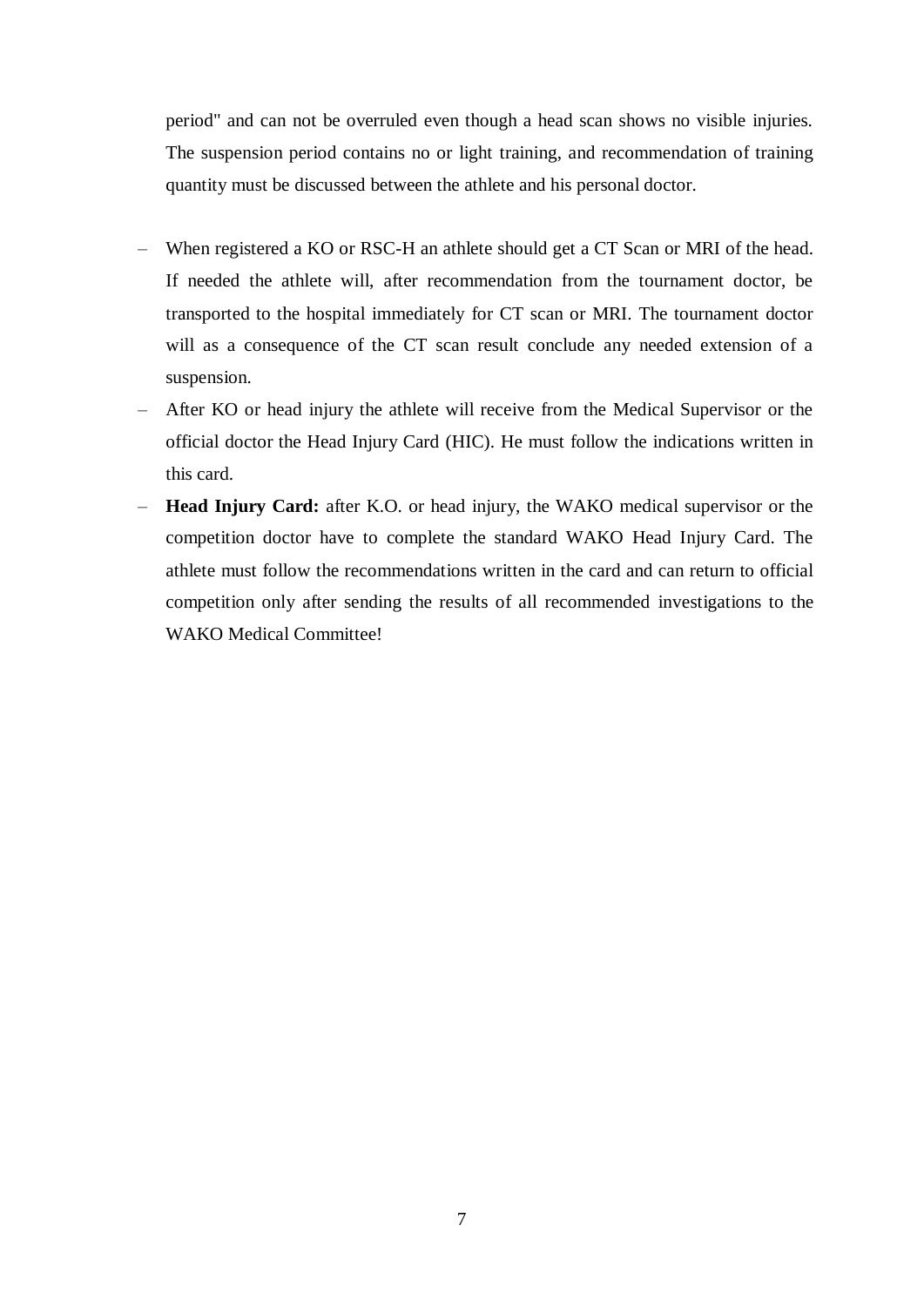period" and can not be overruled even though a head scan shows no visible injuries. The suspension period contains no or light training, and recommendation of training quantity must be discussed between the athlete and his personal doctor.

- When registered a KO or RSC-H an athlete should get a CT Scan or MRI of the head. If needed the athlete will, after recommendation from the tournament doctor, be transported to the hospital immediately for CT scan or MRI. The tournament doctor will as a consequence of the CT scan result conclude any needed extension of a suspension.
- After KO or head injury the athlete will receive from the Medical Supervisor or the official doctor the Head Injury Card (HIC). He must follow the indications written in this card.
- **Head Injury Card:** after K.O. or head injury, the WAKO medical supervisor or the competition doctor have to complete the standard WAKO Head Injury Card. The athlete must follow the recommendations written in the card and can return to official competition only after sending the results of all recommended investigations to the WAKO Medical Committee!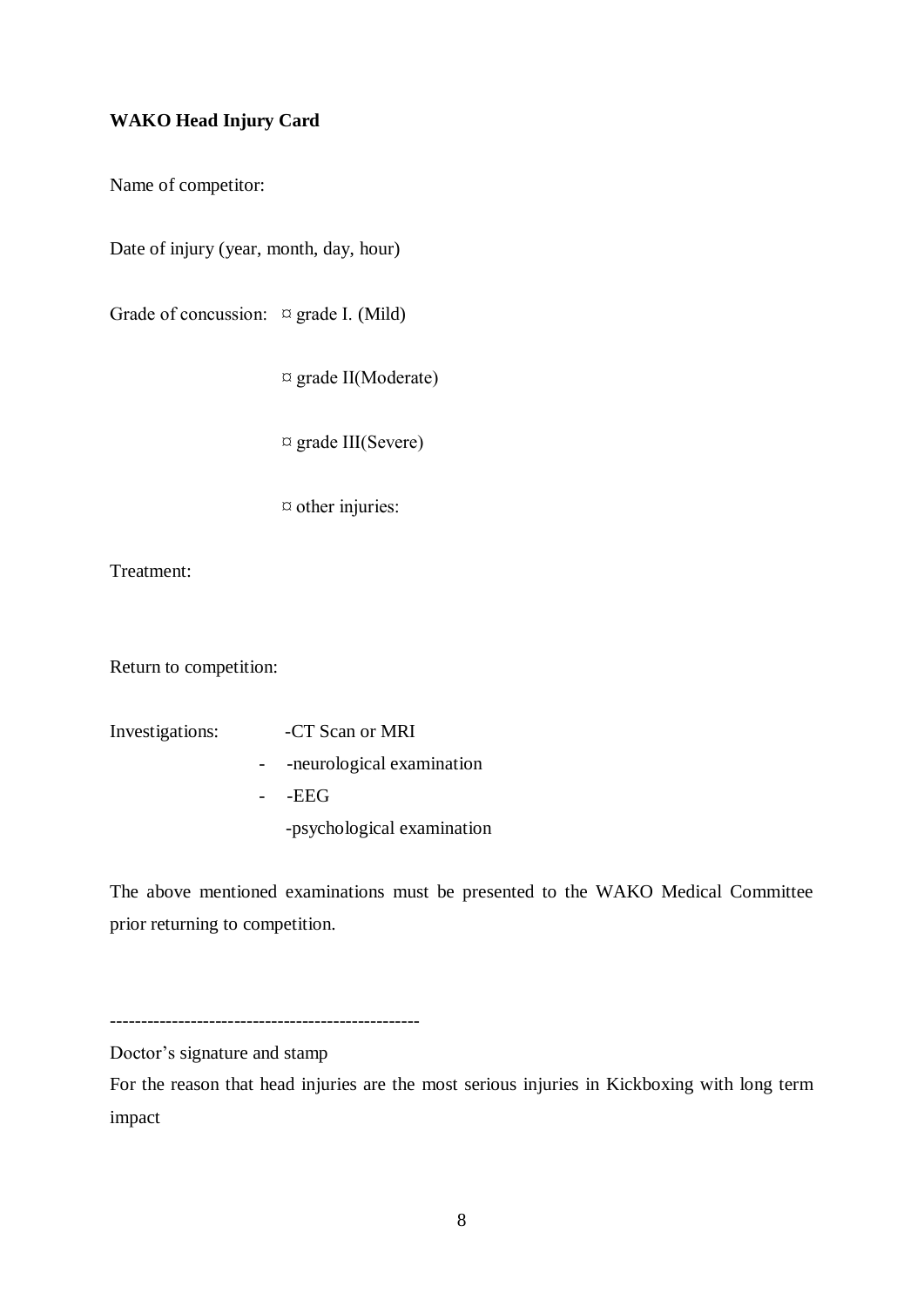**WAKO Head Injury Card**

Name of competitor:

Date of injury (year, month, day, hour)

Grade of concussion: ¤ grade I. (Mild)

¤ grade II(Moderate)

¤ grade III(Severe)

¤ other injuries:

Treatment:

Return to competition:

Investigations: -CT Scan or MRI

- -neurological examination
- -EEG

-psychological examination

The above mentioned examinations must be presented to the WAKO Medical Committee prior returning to competition.

-------------------------------------------------

Doctor's signature and stamp

For the reason that head injuries are the most serious injuries in Kickboxing with long term impact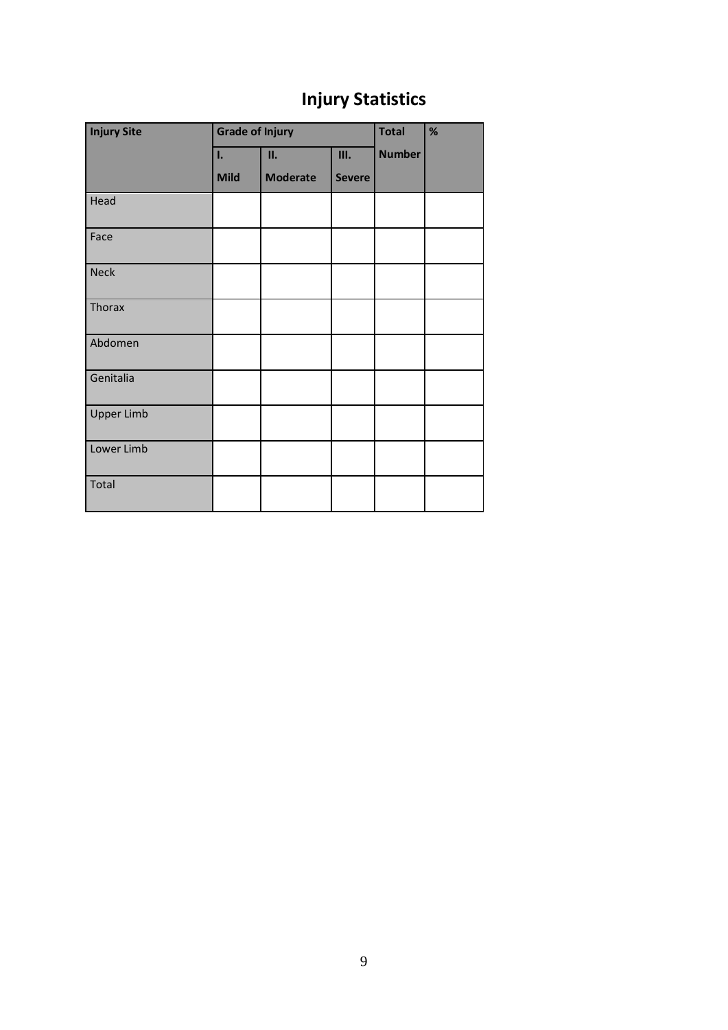# Injury Statistics

| Injury Site | Grade of Injury | | | Total Number | % |
|---|---|---|---|---|---|
| | I. Mild | II. Moderate | III. Severe | | |
| Head | | | | | |
| Face | | | | | |
| Neck | | | | | |
| Thorax | | | | | |
| Abdomen | | | | | |
| Genitalia | | | | | |
| Upper Limb | | | | | |
| Lower Limb | | | | | |
| Total | | | | | |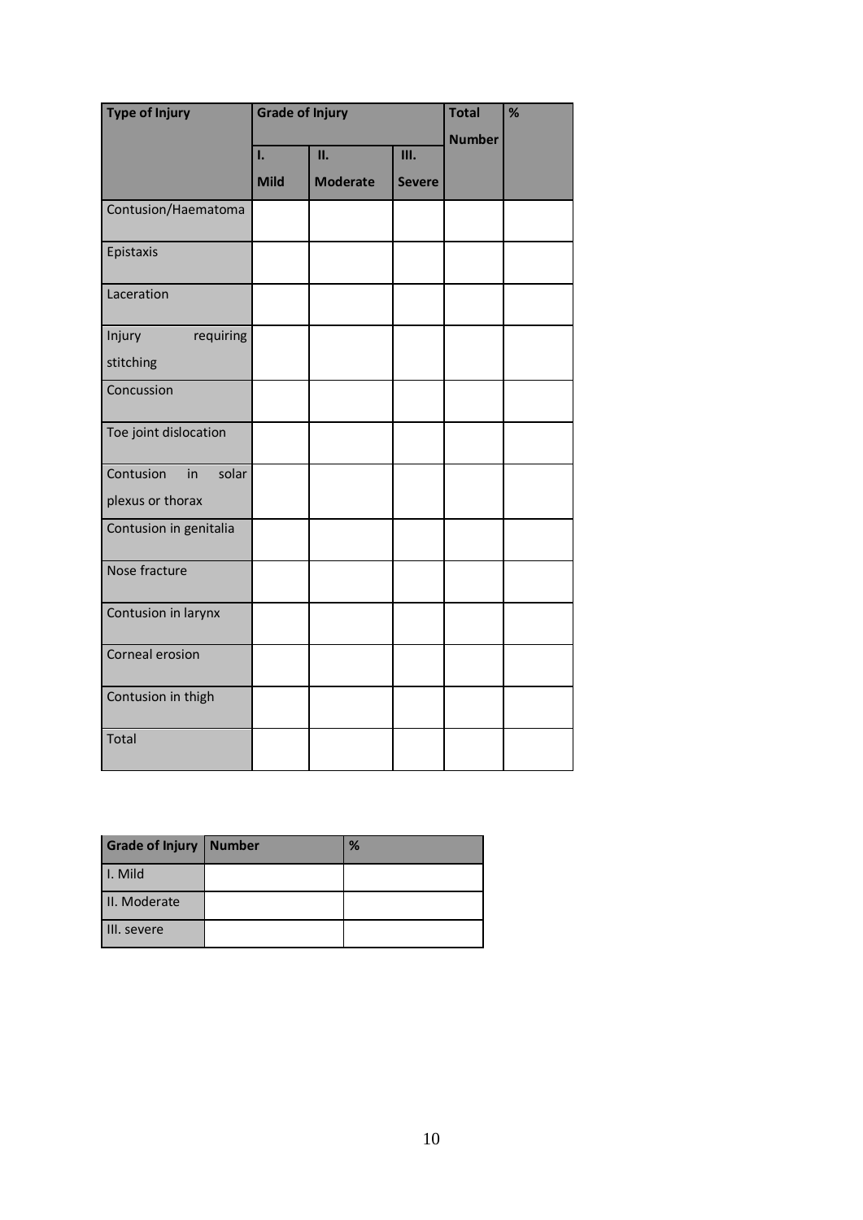| Type of Injury | Grade of Injury | | | Total Number | % |
|---|---|---|---|---|---|
| | I. Mild | II. Moderate | III. Severe | | |
| Contusion/Haematoma | | | | | |
| Epistaxis | | | | | |
| Laceration | | | | | |
| Injury requiring stitching | | | | | |
| Concussion | | | | | |
| Toe joint dislocation | | | | | |
| Contusion in solar plexus or thorax | | | | | |
| Contusion in genitalia | | | | | |
| Nose fracture | | | | | |
| Contusion in larynx | | | | | |
| Corneal erosion | | | | | |
| Contusion in thigh | | | | | |
| Total | | | | | |

| Grade of Injury | Number | % |
|---|---|---|
| I. Mild | | |
| II. Moderate | | |
| III. severe | | |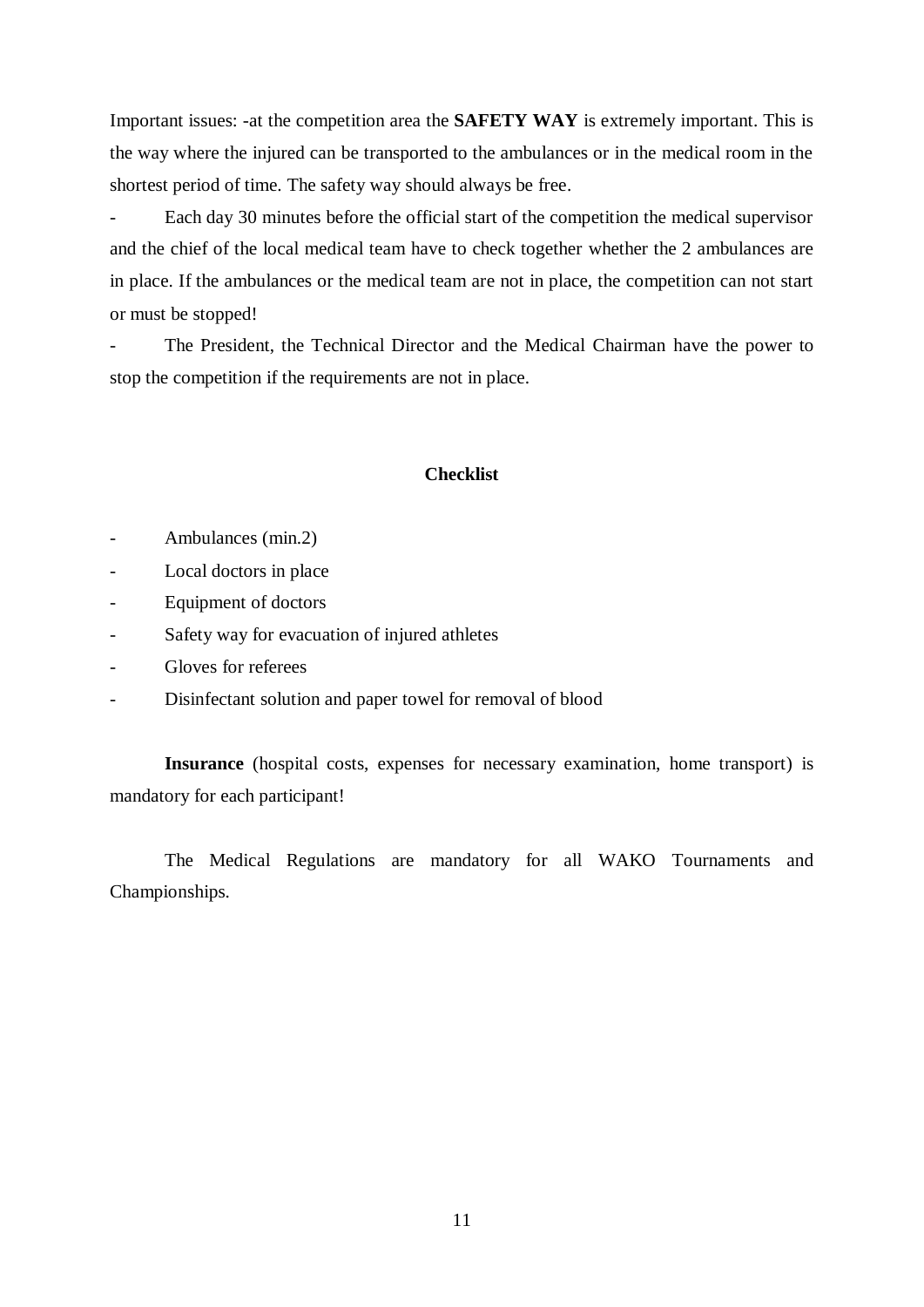Important issues: -at the competition area the **SAFETY WAY** is extremely important. This is the way where the injured can be transported to the ambulances or in the medical room in the shortest period of time. The safety way should always be free.

- Each day 30 minutes before the official start of the competition the medical supervisor and the chief of the local medical team have to check together whether the 2 ambulances are in place. If the ambulances or the medical team are not in place, the competition can not start or must be stopped!
- The President, the Technical Director and the Medical Chairman have the power to stop the competition if the requirements are not in place.

**Checklist**

- Ambulances (min.2)
- Local doctors in place
- Equipment of doctors
- Safety way for evacuation of injured athletes
- Gloves for referees
- Disinfectant solution and paper towel for removal of blood

**Insurance** (hospital costs, expenses for necessary examination, home transport) is mandatory for each participant!

The Medical Regulations are mandatory for all WAKO Tournaments and Championships.